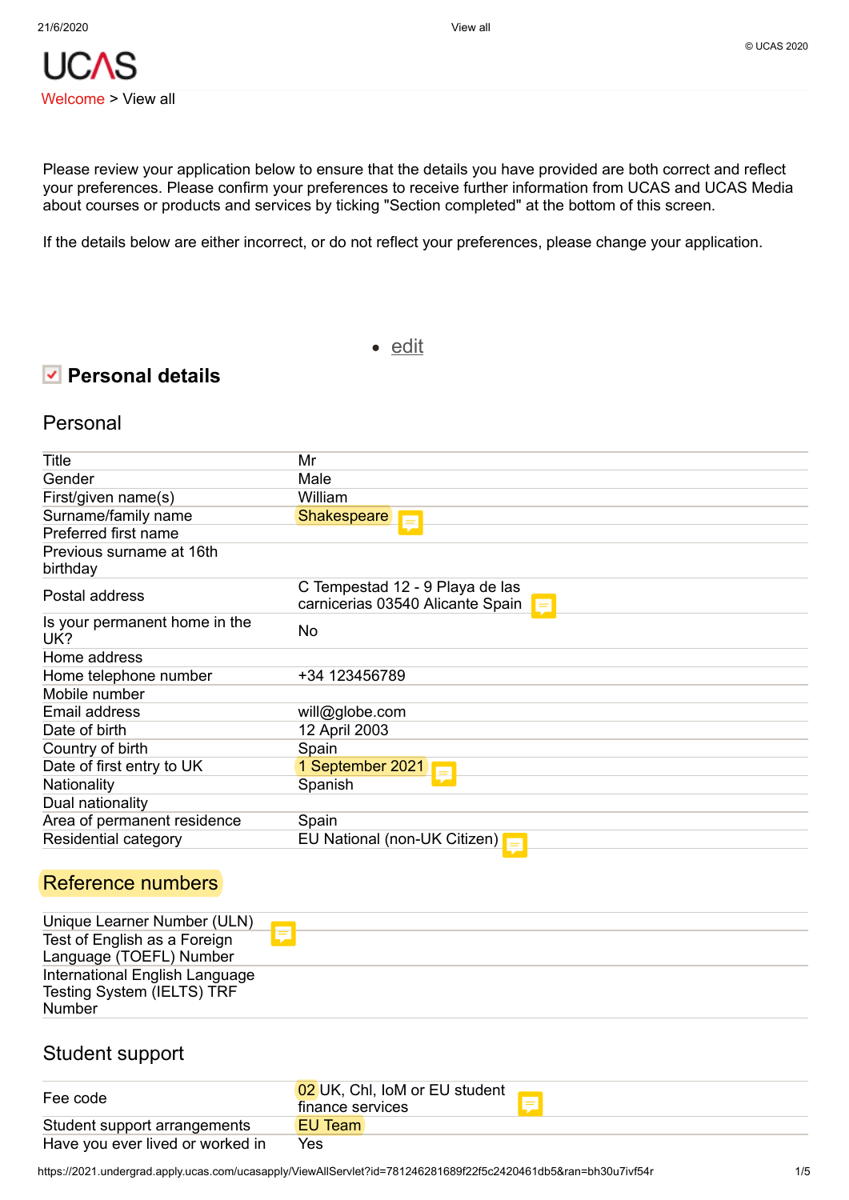UCAS

Welcome > View all

Please review your application below to ensure that the details you have provided are both correct and reflect your preferences. Please confirm your preferences to receive further information from UCAS and UCAS Media about courses or products and services by ticking "Section completed" at the bottom of this screen.

If the details below are either incorrect, or do not reflect your preferences, please change your application.

- edit

## Personal details

### Personal

| | |
|---|---|
| Title | Mr |
| Gender | Male |
| First/given name(s) | William |
| Surname/family name | Shakespeare |
| Preferred first name | |
| Previous surname at 16th birthday | |
| Postal address | C Tempestad 12 - 9 Playa de las carnicerias 03540 Alicante Spain |
| Is your permanent home in the UK? | No |
| Home address | |
| Home telephone number | +34 123456789 |
| Mobile number | |
| Email address | will@globe.com |
| Date of birth | 12 April 2003 |
| Country of birth | Spain |
| Date of first entry to UK | 1 September 2021 |
| Nationality | Spanish |
| Dual nationality | |
| Area of permanent residence | Spain |
| Residential category | EU National (non-UK Citizen) |

### Reference numbers

| | |
|---|---|
| Unique Learner Number (ULN) | |
| Test of English as a Foreign Language (TOEFL) Number | |
| International English Language Testing System (IELTS) TRF Number | |

### Student support

| | |
|---|---|
| Fee code | 02 UK, ChI, IoM or EU student finance services |
| Student support arrangements | EU Team |
| Have you ever lived or worked in | Yes |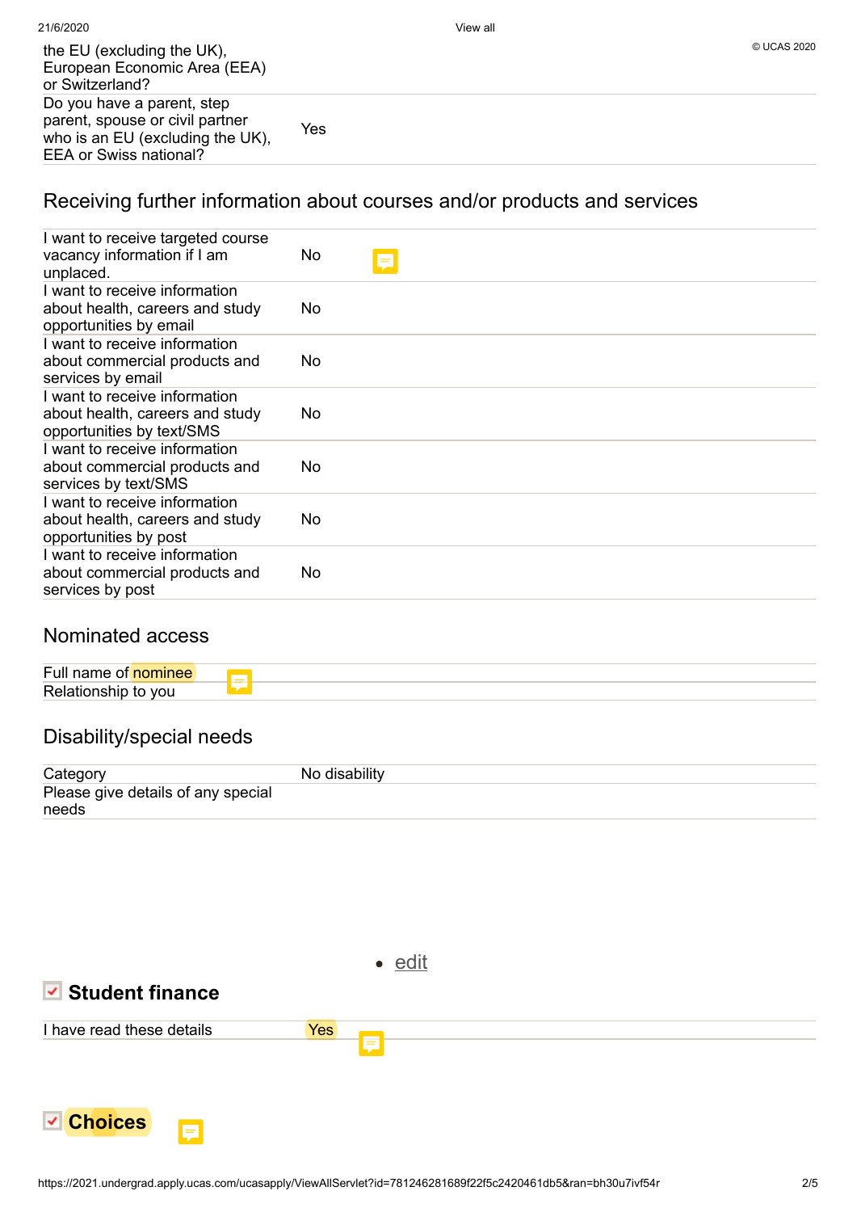| | |
|---|---|
| the EU (excluding the UK), European Economic Area (EEA) or Switzerland? | |
| Do you have a parent, step parent, spouse or civil partner who is an EU (excluding the UK), EEA or Swiss national? | Yes |

## Receiving further information about courses and/or products and services

| | |
|---|---|
| I want to receive targeted course vacancy information if I am unplaced. | No |
| I want to receive information about health, careers and study opportunities by email | No |
| I want to receive information about commercial products and services by email | No |
| I want to receive information about health, careers and study opportunities by text/SMS | No |
| I want to receive information about commercial products and services by text/SMS | No |
| I want to receive information about health, careers and study opportunities by post | No |
| I want to receive information about commercial products and services by post | No |

## Nominated access

| | |
|---|---|
| Full name of nominee | |
| Relationship to you | |

## Disability/special needs

| | |
|---|---|
| Category | No disability |
| Please give details of any special needs | |

- edit

## Student finance

| | |
|---|---|
| I have read these details | Yes |

## Choices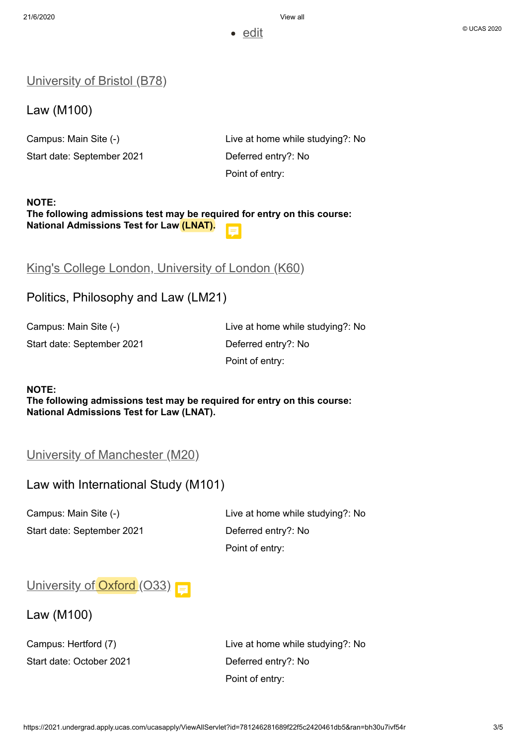- edit

## University of Bristol (B78)

### Law (M100)

Campus: Main Site (-)

Start date: September 2021

Live at home while studying?: No

Deferred entry?: No

Point of entry:

**NOTE:**
**The following admissions test may be required for entry on this course:**
**National Admissions Test for Law (LNAT).**

## King's College London, University of London (K60)

### Politics, Philosophy and Law (LM21)

Campus: Main Site (-)

Start date: September 2021

Live at home while studying?: No

Deferred entry?: No

Point of entry:

**NOTE:**
**The following admissions test may be required for entry on this course:**
**National Admissions Test for Law (LNAT).**

## University of Manchester (M20)

### Law with International Study (M101)

Campus: Main Site (-)

Start date: September 2021

Live at home while studying?: No

Deferred entry?: No

Point of entry:

## University of Oxford (O33)

### Law (M100)

Campus: Hertford (7)

Start date: October 2021

Live at home while studying?: No

Deferred entry?: No

Point of entry: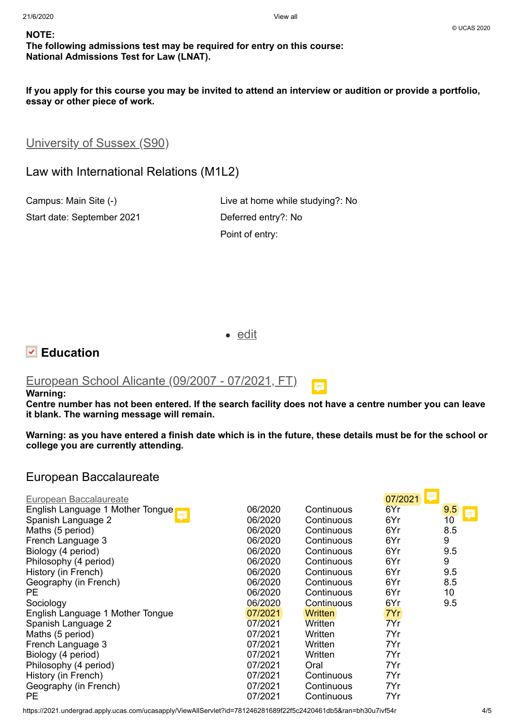**NOTE:**
**The following admissions test may be required for entry on this course:**
**National Admissions Test for Law (LNAT).**

**If you apply for this course you may be invited to attend an interview or audition or provide a portfolio, essay or other piece of work.**

## University of Sussex (S90)

### Law with International Relations (M1L2)

| | |
|---|---|
| Campus: Main Site (-) | Live at home while studying?: No |
| Start date: September 2021 | Deferred entry?: No |
| | Point of entry: |

- edit

## Education

### European School Alicante (09/2007 - 07/2021, FT)

**Warning:**
**Centre number has not been entered. If the search facility does not have a centre number you can leave it blank. The warning message will remain.**

**Warning: as you have entered a finish date which is in the future, these details must be for the school or college you are currently attending.**

### European Baccalaureate

| European Baccalaureate | | | 07/2021 | |
|---|---|---|---|---|
| English Language 1 Mother Tongue | 06/2020 | Continuous | 6Yr | 9.5 |
| Spanish Language 2 | 06/2020 | Continuous | 6Yr | 10 |
| Maths (5 period) | 06/2020 | Continuous | 6Yr | 8.5 |
| French Language 3 | 06/2020 | Continuous | 6Yr | 9 |
| Biology (4 period) | 06/2020 | Continuous | 6Yr | 9.5 |
| Philosophy (4 period) | 06/2020 | Continuous | 6Yr | 9 |
| History (in French) | 06/2020 | Continuous | 6Yr | 9.5 |
| Geography (in French) | 06/2020 | Continuous | 6Yr | 8.5 |
| PE | 06/2020 | Continuous | 6Yr | 10 |
| Sociology | 06/2020 | Continuous | 6Yr | 9.5 |
| English Language 1 Mother Tongue | 07/2021 | Written | 7Yr | |
| Spanish Language 2 | 07/2021 | Written | 7Yr | |
| Maths (5 period) | 07/2021 | Written | 7Yr | |
| French Language 3 | 07/2021 | Written | 7Yr | |
| Biology (4 period) | 07/2021 | Written | 7Yr | |
| Philosophy (4 period) | 07/2021 | Oral | 7Yr | |
| History (in French) | 07/2021 | Continuous | 7Yr | |
| Geography (in French) | 07/2021 | Continuous | 7Yr | |
| PE | 07/2021 | Continuous | 7Yr | |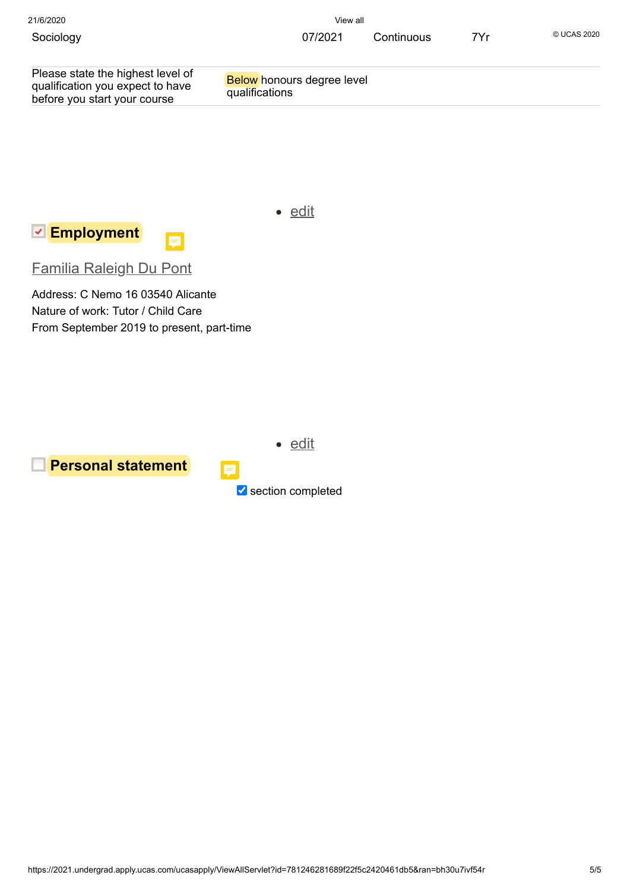| | | | |
|---|---|---|---|
| Sociology | 07/2021 | Continuous | 7Yr |

| | |
|---|---|
| Please state the highest level of qualification you expect to have before you start your course | Below honours degree level qualifications |

- edit

## Employment

Familia Raleigh Du Pont

Address: C Nemo 16 03540 Alicante
Nature of work: Tutor / Child Care
From September 2019 to present, part-time

- edit

## Personal statement

☑ section completed